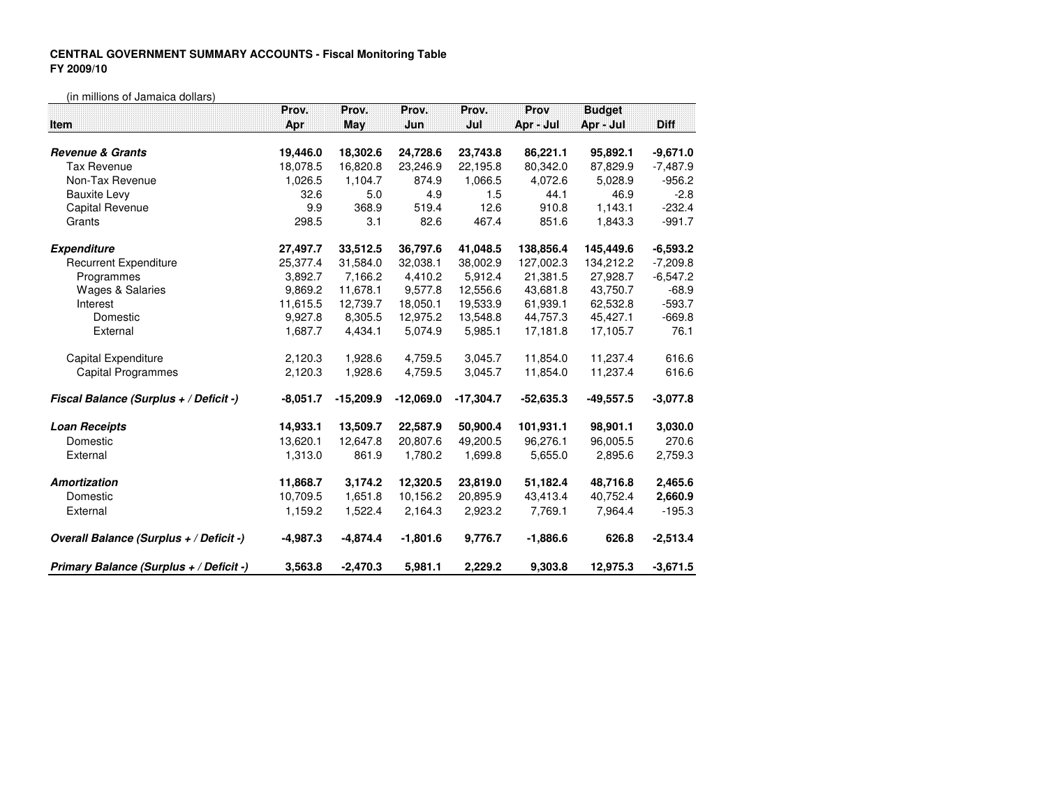**CENTRAL GOVERNMENT SUMMARY ACCOUNTS - Fiscal Monitoring Table**
**FY 2009/10**

(in millions of Jamaica dollars)

| Item | Prov. Apr | Prov. May | Prov. Jun | Prov. Jul | Prov Apr - Jul | Budget Apr - Jul | Diff |
|---|---|---|---|---|---|---|---|
| ***Revenue & Grants*** | **19,446.0** | **18,302.6** | **24,728.6** | **23,743.8** | **86,221.1** | **95,892.1** | **-9,671.0** |
| Tax Revenue | 18,078.5 | 16,820.8 | 23,246.9 | 22,195.8 | 80,342.0 | 87,829.9 | -7,487.9 |
| Non-Tax Revenue | 1,026.5 | 1,104.7 | 874.9 | 1,066.5 | 4,072.6 | 5,028.9 | -956.2 |
| Bauxite Levy | 32.6 | 5.0 | 4.9 | 1.5 | 44.1 | 46.9 | -2.8 |
| Capital Revenue | 9.9 | 368.9 | 519.4 | 12.6 | 910.8 | 1,143.1 | -232.4 |
| Grants | 298.5 | 3.1 | 82.6 | 467.4 | 851.6 | 1,843.3 | -991.7 |
| ***Expenditure*** | **27,497.7** | **33,512.5** | **36,797.6** | **41,048.5** | **138,856.4** | **145,449.6** | **-6,593.2** |
| Recurrent Expenditure | 25,377.4 | 31,584.0 | 32,038.1 | 38,002.9 | 127,002.3 | 134,212.2 | -7,209.8 |
| Programmes | 3,892.7 | 7,166.2 | 4,410.2 | 5,912.4 | 21,381.5 | 27,928.7 | -6,547.2 |
| Wages & Salaries | 9,869.2 | 11,678.1 | 9,577.8 | 12,556.6 | 43,681.8 | 43,750.7 | -68.9 |
| Interest | 11,615.5 | 12,739.7 | 18,050.1 | 19,533.9 | 61,939.1 | 62,532.8 | -593.7 |
| Domestic | 9,927.8 | 8,305.5 | 12,975.2 | 13,548.8 | 44,757.3 | 45,427.1 | -669.8 |
| External | 1,687.7 | 4,434.1 | 5,074.9 | 5,985.1 | 17,181.8 | 17,105.7 | 76.1 |
| Capital Expenditure | 2,120.3 | 1,928.6 | 4,759.5 | 3,045.7 | 11,854.0 | 11,237.4 | 616.6 |
| Capital Programmes | 2,120.3 | 1,928.6 | 4,759.5 | 3,045.7 | 11,854.0 | 11,237.4 | 616.6 |
| ***Fiscal Balance (Surplus + / Deficit -)*** | **-8,051.7** | **-15,209.9** | **-12,069.0** | **-17,304.7** | **-52,635.3** | **-49,557.5** | **-3,077.8** |
| ***Loan Receipts*** | **14,933.1** | **13,509.7** | **22,587.9** | **50,900.4** | **101,931.1** | **98,901.1** | **3,030.0** |
| Domestic | 13,620.1 | 12,647.8 | 20,807.6 | 49,200.5 | 96,276.1 | 96,005.5 | 270.6 |
| External | 1,313.0 | 861.9 | 1,780.2 | 1,699.8 | 5,655.0 | 2,895.6 | 2,759.3 |
| ***Amortization*** | **11,868.7** | **3,174.2** | **12,320.5** | **23,819.0** | **51,182.4** | **48,716.8** | **2,465.6** |
| Domestic | 10,709.5 | 1,651.8 | 10,156.2 | 20,895.9 | 43,413.4 | 40,752.4 | **2,660.9** |
| External | 1,159.2 | 1,522.4 | 2,164.3 | 2,923.2 | 7,769.1 | 7,964.4 | -195.3 |
| ***Overall Balance (Surplus + / Deficit -)*** | **-4,987.3** | **-4,874.4** | **-1,801.6** | **9,776.7** | **-1,886.6** | **626.8** | **-2,513.4** |
| ***Primary Balance (Surplus + / Deficit -)*** | **3,563.8** | **-2,470.3** | **5,981.1** | **2,229.2** | **9,303.8** | **12,975.3** | **-3,671.5** |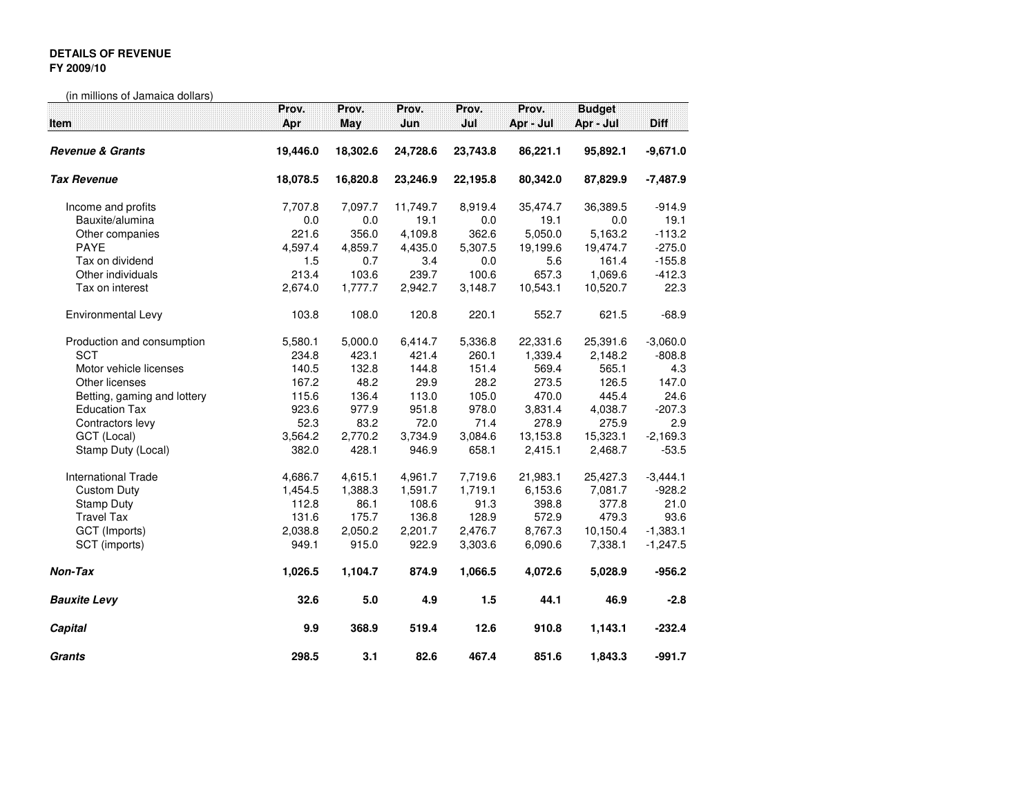**DETAILS OF REVENUE**
**FY 2009/10**

(in millions of Jamaica dollars)

| Item | Prov. Apr | Prov. May | Prov. Jun | Prov. Jul | Prov. Apr - Jul | Budget Apr - Jul | Diff |
|---|---|---|---|---|---|---|---|
| ***Revenue & Grants*** | **19,446.0** | **18,302.6** | **24,728.6** | **23,743.8** | **86,221.1** | **95,892.1** | **-9,671.0** |
| ***Tax Revenue*** | **18,078.5** | **16,820.8** | **23,246.9** | **22,195.8** | **80,342.0** | **87,829.9** | **-7,487.9** |
| Income and profits | 7,707.8 | 7,097.7 | 11,749.7 | 8,919.4 | 35,474.7 | 36,389.5 | -914.9 |
| Bauxite/alumina | 0.0 | 0.0 | 19.1 | 0.0 | 19.1 | 0.0 | 19.1 |
| Other companies | 221.6 | 356.0 | 4,109.8 | 362.6 | 5,050.0 | 5,163.2 | -113.2 |
| PAYE | 4,597.4 | 4,859.7 | 4,435.0 | 5,307.5 | 19,199.6 | 19,474.7 | -275.0 |
| Tax on dividend | 1.5 | 0.7 | 3.4 | 0.0 | 5.6 | 161.4 | -155.8 |
| Other individuals | 213.4 | 103.6 | 239.7 | 100.6 | 657.3 | 1,069.6 | -412.3 |
| Tax on interest | 2,674.0 | 1,777.7 | 2,942.7 | 3,148.7 | 10,543.1 | 10,520.7 | 22.3 |
| Environmental Levy | 103.8 | 108.0 | 120.8 | 220.1 | 552.7 | 621.5 | -68.9 |
| Production and consumption | 5,580.1 | 5,000.0 | 6,414.7 | 5,336.8 | 22,331.6 | 25,391.6 | -3,060.0 |
| SCT | 234.8 | 423.1 | 421.4 | 260.1 | 1,339.4 | 2,148.2 | -808.8 |
| Motor vehicle licenses | 140.5 | 132.8 | 144.8 | 151.4 | 569.4 | 565.1 | 4.3 |
| Other licenses | 167.2 | 48.2 | 29.9 | 28.2 | 273.5 | 126.5 | 147.0 |
| Betting, gaming and lottery | 115.6 | 136.4 | 113.0 | 105.0 | 470.0 | 445.4 | 24.6 |
| Education Tax | 923.6 | 977.9 | 951.8 | 978.0 | 3,831.4 | 4,038.7 | -207.3 |
| Contractors levy | 52.3 | 83.2 | 72.0 | 71.4 | 278.9 | 275.9 | 2.9 |
| GCT (Local) | 3,564.2 | 2,770.2 | 3,734.9 | 3,084.6 | 13,153.8 | 15,323.1 | -2,169.3 |
| Stamp Duty (Local) | 382.0 | 428.1 | 946.9 | 658.1 | 2,415.1 | 2,468.7 | -53.5 |
| International Trade | 4,686.7 | 4,615.1 | 4,961.7 | 7,719.6 | 21,983.1 | 25,427.3 | -3,444.1 |
| Custom Duty | 1,454.5 | 1,388.3 | 1,591.7 | 1,719.1 | 6,153.6 | 7,081.7 | -928.2 |
| Stamp Duty | 112.8 | 86.1 | 108.6 | 91.3 | 398.8 | 377.8 | 21.0 |
| Travel Tax | 131.6 | 175.7 | 136.8 | 128.9 | 572.9 | 479.3 | 93.6 |
| GCT (Imports) | 2,038.8 | 2,050.2 | 2,201.7 | 2,476.7 | 8,767.3 | 10,150.4 | -1,383.1 |
| SCT (imports) | 949.1 | 915.0 | 922.9 | 3,303.6 | 6,090.6 | 7,338.1 | -1,247.5 |
| ***Non-Tax*** | **1,026.5** | **1,104.7** | **874.9** | **1,066.5** | **4,072.6** | **5,028.9** | **-956.2** |
| ***Bauxite Levy*** | **32.6** | **5.0** | **4.9** | **1.5** | **44.1** | **46.9** | **-2.8** |
| ***Capital*** | **9.9** | **368.9** | **519.4** | **12.6** | **910.8** | **1,143.1** | **-232.4** |
| ***Grants*** | **298.5** | **3.1** | **82.6** | **467.4** | **851.6** | **1,843.3** | **-991.7** |